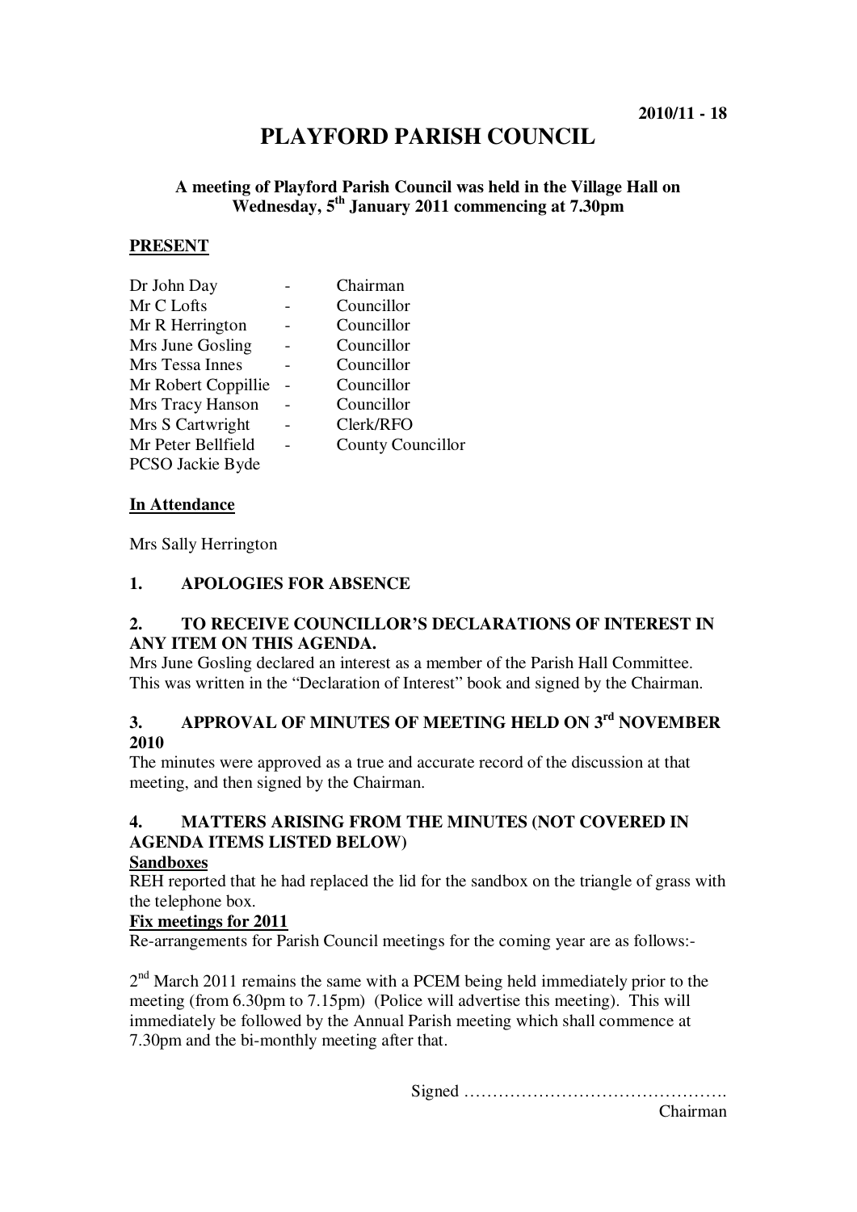2010/11 - 18

# PLAYFORD PARISH COUNCIL

**A meeting of Playford Parish Council was held in the Village Hall on Wednesday, 5th January 2011 commencing at 7.30pm**

## PRESENT

| | | |
|---|---|---|
| Dr John Day | - | Chairman |
| Mr C Lofts | - | Councillor |
| Mr R Herrington | - | Councillor |
| Mrs June Gosling | - | Councillor |
| Mrs Tessa Innes | - | Councillor |
| Mr Robert Coppillie | - | Councillor |
| Mrs Tracy Hanson | - | Councillor |
| Mrs S Cartwright | - | Clerk/RFO |
| Mr Peter Bellfield | - | County Councillor |
| PCSO Jackie Byde | | |

## In Attendance

Mrs Sally Herrington

### 1. APOLOGIES FOR ABSENCE

### 2. TO RECEIVE COUNCILLOR'S DECLARATIONS OF INTEREST IN ANY ITEM ON THIS AGENDA.

Mrs June Gosling declared an interest as a member of the Parish Hall Committee. This was written in the "Declaration of Interest" book and signed by the Chairman.

### 3. APPROVAL OF MINUTES OF MEETING HELD ON 3rd NOVEMBER 2010

The minutes were approved as a true and accurate record of the discussion at that meeting, and then signed by the Chairman.

### 4. MATTERS ARISING FROM THE MINUTES (NOT COVERED IN AGENDA ITEMS LISTED BELOW)

**Sandboxes**

REH reported that he had replaced the lid for the sandbox on the triangle of grass with the telephone box.

**Fix meetings for 2011**

Re-arrangements for Parish Council meetings for the coming year are as follows:-

2nd March 2011 remains the same with a PCEM being held immediately prior to the meeting (from 6.30pm to 7.15pm) (Police will advertise this meeting). This will immediately be followed by the Annual Parish meeting which shall commence at 7.30pm and the bi-monthly meeting after that.

Signed ……………………………………….
Chairman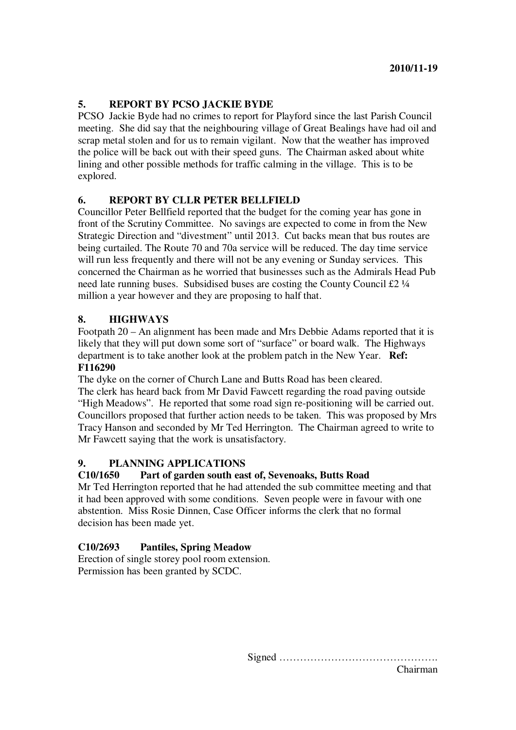**2010/11-19**

## 5. REPORT BY PCSO JACKIE BYDE

PCSO Jackie Byde had no crimes to report for Playford since the last Parish Council meeting. She did say that the neighbouring village of Great Bealings have had oil and scrap metal stolen and for us to remain vigilant. Now that the weather has improved the police will be back out with their speed guns. The Chairman asked about white lining and other possible methods for traffic calming in the village. This is to be explored.

## 6. REPORT BY CLLR PETER BELLFIELD

Councillor Peter Bellfield reported that the budget for the coming year has gone in front of the Scrutiny Committee. No savings are expected to come in from the New Strategic Direction and "divestment" until 2013. Cut backs mean that bus routes are being curtailed. The Route 70 and 70a service will be reduced. The day time service will run less frequently and there will not be any evening or Sunday services. This concerned the Chairman as he worried that businesses such as the Admirals Head Pub need late running buses. Subsidised buses are costing the County Council £2 ¼ million a year however and they are proposing to half that.

## 8. HIGHWAYS

Footpath 20 – An alignment has been made and Mrs Debbie Adams reported that it is likely that they will put down some sort of "surface" or board walk. The Highways department is to take another look at the problem patch in the New Year. **Ref: F116290**

The dyke on the corner of Church Lane and Butts Road has been cleared.

The clerk has heard back from Mr David Fawcett regarding the road paving outside "High Meadows". He reported that some road sign re-positioning will be carried out. Councillors proposed that further action needs to be taken. This was proposed by Mrs Tracy Hanson and seconded by Mr Ted Herrington. The Chairman agreed to write to Mr Fawcett saying that the work is unsatisfactory.

## 9. PLANNING APPLICATIONS

### C10/1650 Part of garden south east of, Sevenoaks, Butts Road

Mr Ted Herrington reported that he had attended the sub committee meeting and that it had been approved with some conditions. Seven people were in favour with one abstention. Miss Rosie Dinnen, Case Officer informs the clerk that no formal decision has been made yet.

### C10/2693 Pantiles, Spring Meadow

Erection of single storey pool room extension.
Permission has been granted by SCDC.

Signed ……………………………………….
Chairman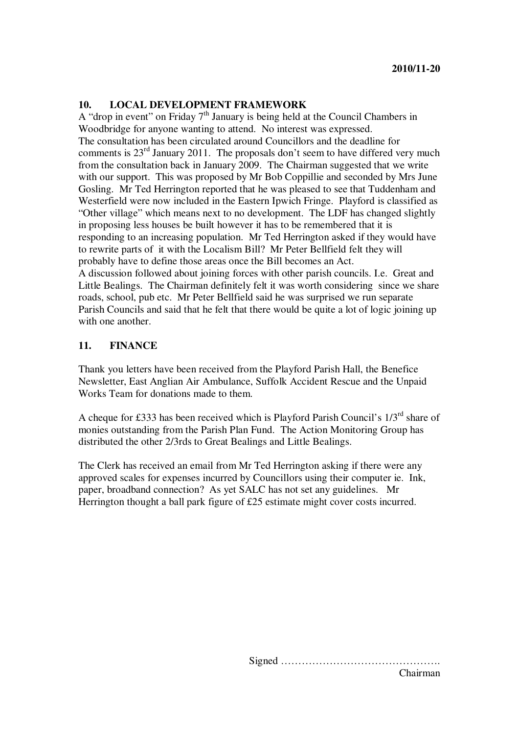**2010/11-20**

## 10. LOCAL DEVELOPMENT FRAMEWORK

A "drop in event" on Friday 7th January is being held at the Council Chambers in Woodbridge for anyone wanting to attend. No interest was expressed.
The consultation has been circulated around Councillors and the deadline for comments is 23rd January 2011. The proposals don't seem to have differed very much from the consultation back in January 2009. The Chairman suggested that we write with our support. This was proposed by Mr Bob Coppillie and seconded by Mrs June Gosling. Mr Ted Herrington reported that he was pleased to see that Tuddenham and Westerfield were now included in the Eastern Ipwich Fringe. Playford is classified as "Other village" which means next to no development. The LDF has changed slightly in proposing less houses be built however it has to be remembered that it is responding to an increasing population. Mr Ted Herrington asked if they would have to rewrite parts of it with the Localism Bill? Mr Peter Bellfield felt they will probably have to define those areas once the Bill becomes an Act.
A discussion followed about joining forces with other parish councils. I.e. Great and Little Bealings. The Chairman definitely felt it was worth considering since we share roads, school, pub etc. Mr Peter Bellfield said he was surprised we run separate Parish Councils and said that he felt that there would be quite a lot of logic joining up with one another.

## 11. FINANCE

Thank you letters have been received from the Playford Parish Hall, the Benefice Newsletter, East Anglian Air Ambulance, Suffolk Accident Rescue and the Unpaid Works Team for donations made to them.

A cheque for £333 has been received which is Playford Parish Council's 1/3rd share of monies outstanding from the Parish Plan Fund. The Action Monitoring Group has distributed the other 2/3rds to Great Bealings and Little Bealings.

The Clerk has received an email from Mr Ted Herrington asking if there were any approved scales for expenses incurred by Councillors using their computer ie. Ink, paper, broadband connection? As yet SALC has not set any guidelines. Mr Herrington thought a ball park figure of £25 estimate might cover costs incurred.

Signed ……………………………………….
Chairman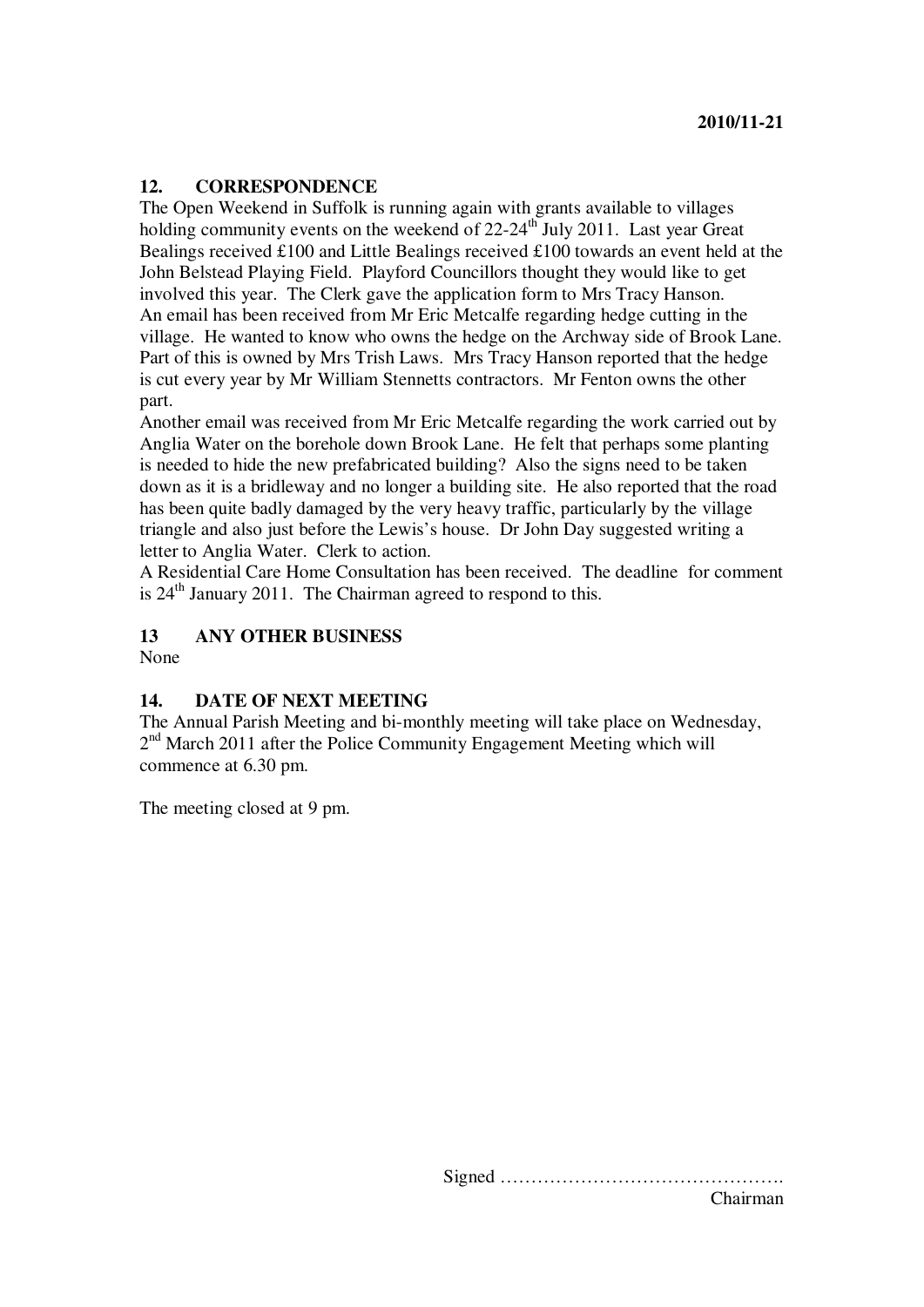2010/11-21

## 12. CORRESPONDENCE

The Open Weekend in Suffolk is running again with grants available to villages holding community events on the weekend of 22-24th July 2011. Last year Great Bealings received £100 and Little Bealings received £100 towards an event held at the John Belstead Playing Field. Playford Councillors thought they would like to get involved this year. The Clerk gave the application form to Mrs Tracy Hanson.
An email has been received from Mr Eric Metcalfe regarding hedge cutting in the village. He wanted to know who owns the hedge on the Archway side of Brook Lane. Part of this is owned by Mrs Trish Laws. Mrs Tracy Hanson reported that the hedge is cut every year by Mr William Stennetts contractors. Mr Fenton owns the other part.
Another email was received from Mr Eric Metcalfe regarding the work carried out by Anglia Water on the borehole down Brook Lane. He felt that perhaps some planting is needed to hide the new prefabricated building? Also the signs need to be taken down as it is a bridleway and no longer a building site. He also reported that the road has been quite badly damaged by the very heavy traffic, particularly by the village triangle and also just before the Lewis's house. Dr John Day suggested writing a letter to Anglia Water. Clerk to action.
A Residential Care Home Consultation has been received. The deadline for comment is 24th January 2011. The Chairman agreed to respond to this.

## 13 ANY OTHER BUSINESS

None

## 14. DATE OF NEXT MEETING

The Annual Parish Meeting and bi-monthly meeting will take place on Wednesday, 2nd March 2011 after the Police Community Engagement Meeting which will commence at 6.30 pm.

The meeting closed at 9 pm.

Signed ……………………………………….
Chairman